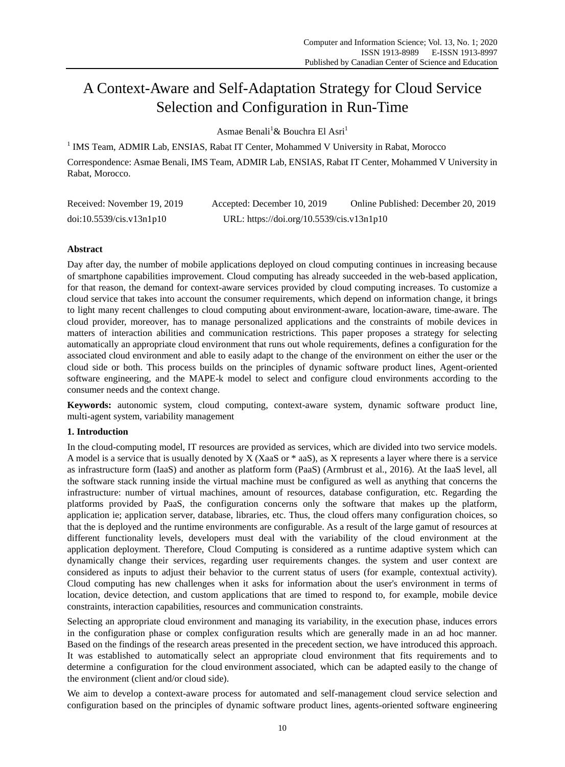# A Context-Aware and Self-Adaptation Strategy for Cloud Service Selection and Configuration in Run-Time

Asmae Benali[1] & Bouchra El Asri[1]

[1] IMS Team, ADMIR Lab, ENSIAS, Rabat IT Center, Mohammed V University in Rabat, Morocco

Correspondence: Asmae Benali, IMS Team, ADMIR Lab, ENSIAS, Rabat IT Center, Mohammed V University in Rabat, Morocco.

Received: November 19, 2019 Accepted: December 10, 2019 Online Published: December 20, 2019

doi:10.5539/cis.v13n1p10 URL: https://doi.org/10.5539/cis.v13n1p10

## Abstract

Day after day, the number of mobile applications deployed on cloud computing continues in increasing because of smartphone capabilities improvement. Cloud computing has already succeeded in the web-based application, for that reason, the demand for context-aware services provided by cloud computing increases. To customize a cloud service that takes into account the consumer requirements, which depend on information change, it brings to light many recent challenges to cloud computing about environment-aware, location-aware, time-aware. The cloud provider, moreover, has to manage personalized applications and the constraints of mobile devices in matters of interaction abilities and communication restrictions. This paper proposes a strategy for selecting automatically an appropriate cloud environment that runs out whole requirements, defines a configuration for the associated cloud environment and able to easily adapt to the change of the environment on either the user or the cloud side or both. This process builds on the principles of dynamic software product lines, Agent-oriented software engineering, and the MAPE-k model to select and configure cloud environments according to the consumer needs and the context change.

**Keywords:** autonomic system, cloud computing, context-aware system, dynamic software product line, multi-agent system, variability management

## 1. Introduction

In the cloud-computing model, IT resources are provided as services, which are divided into two service models. A model is a service that is usually denoted by X (XaaS or * aaS), as X represents a layer where there is a service as infrastructure form (IaaS) and another as platform form (PaaS) (Armbrust et al., 2016). At the IaaS level, all the software stack running inside the virtual machine must be configured as well as anything that concerns the infrastructure: number of virtual machines, amount of resources, database configuration, etc. Regarding the platforms provided by PaaS, the configuration concerns only the software that makes up the platform, application ie; application server, database, libraries, etc. Thus, the cloud offers many configuration choices, so that the is deployed and the runtime environments are configurable. As a result of the large gamut of resources at different functionality levels, developers must deal with the variability of the cloud environment at the application deployment. Therefore, Cloud Computing is considered as a runtime adaptive system which can dynamically change their services, regarding user requirements changes. the system and user context are considered as inputs to adjust their behavior to the current status of users (for example, contextual activity). Cloud computing has new challenges when it asks for information about the user's environment in terms of location, device detection, and custom applications that are timed to respond to, for example, mobile device constraints, interaction capabilities, resources and communication constraints.

Selecting an appropriate cloud environment and managing its variability, in the execution phase, induces errors in the configuration phase or complex configuration results which are generally made in an ad hoc manner. Based on the findings of the research areas presented in the precedent section, we have introduced this approach. It was established to automatically select an appropriate cloud environment that fits requirements and to determine a configuration for the cloud environment associated, which can be adapted easily to the change of the environment (client and/or cloud side).

We aim to develop a context-aware process for automated and self-management cloud service selection and configuration based on the principles of dynamic software product lines, agents-oriented software engineering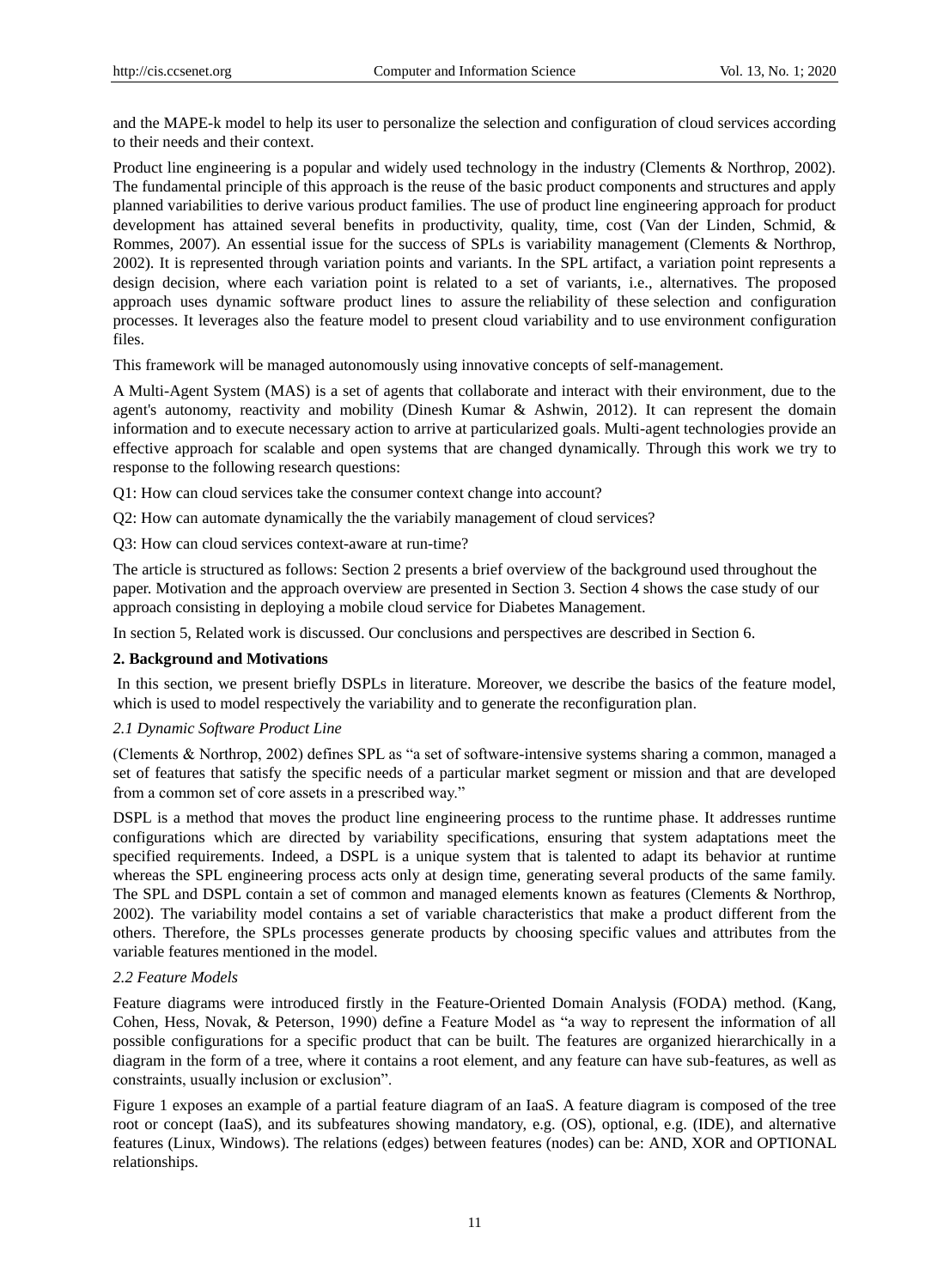and the MAPE-k model to help its user to personalize the selection and configuration of cloud services according to their needs and their context.

Product line engineering is a popular and widely used technology in the industry (Clements & Northrop, 2002). The fundamental principle of this approach is the reuse of the basic product components and structures and apply planned variabilities to derive various product families. The use of product line engineering approach for product development has attained several benefits in productivity, quality, time, cost (Van der Linden, Schmid, & Rommes, 2007). An essential issue for the success of SPLs is variability management (Clements & Northrop, 2002). It is represented through variation points and variants. In the SPL artifact, a variation point represents a design decision, where each variation point is related to a set of variants, i.e., alternatives. The proposed approach uses dynamic software product lines to assure the reliability of these selection and configuration processes. It leverages also the feature model to present cloud variability and to use environment configuration files.

This framework will be managed autonomously using innovative concepts of self-management.

A Multi-Agent System (MAS) is a set of agents that collaborate and interact with their environment, due to the agent's autonomy, reactivity and mobility (Dinesh Kumar & Ashwin, 2012). It can represent the domain information and to execute necessary action to arrive at particularized goals. Multi-agent technologies provide an effective approach for scalable and open systems that are changed dynamically. Through this work we try to response to the following research questions:

Q1: How can cloud services take the consumer context change into account?

Q2: How can automate dynamically the the variabily management of cloud services?

Q3: How can cloud services context-aware at run-time?

The article is structured as follows: Section 2 presents a brief overview of the background used throughout the paper. Motivation and the approach overview are presented in Section 3. Section 4 shows the case study of our approach consisting in deploying a mobile cloud service for Diabetes Management.

In section 5, Related work is discussed. Our conclusions and perspectives are described in Section 6.

## 2. Background and Motivations

In this section, we present briefly DSPLs in literature. Moreover, we describe the basics of the feature model, which is used to model respectively the variability and to generate the reconfiguration plan.

### *2.1 Dynamic Software Product Line*

(Clements & Northrop, 2002) defines SPL as "a set of software-intensive systems sharing a common, managed a set of features that satisfy the specific needs of a particular market segment or mission and that are developed from a common set of core assets in a prescribed way."

DSPL is a method that moves the product line engineering process to the runtime phase. It addresses runtime configurations which are directed by variability specifications, ensuring that system adaptations meet the specified requirements. Indeed, a DSPL is a unique system that is talented to adapt its behavior at runtime whereas the SPL engineering process acts only at design time, generating several products of the same family. The SPL and DSPL contain a set of common and managed elements known as features (Clements & Northrop, 2002). The variability model contains a set of variable characteristics that make a product different from the others. Therefore, the SPLs processes generate products by choosing specific values and attributes from the variable features mentioned in the model.

### *2.2 Feature Models*

Feature diagrams were introduced firstly in the Feature-Oriented Domain Analysis (FODA) method. (Kang, Cohen, Hess, Novak, & Peterson, 1990) define a Feature Model as "a way to represent the information of all possible configurations for a specific product that can be built. The features are organized hierarchically in a diagram in the form of a tree, where it contains a root element, and any feature can have sub-features, as well as constraints, usually inclusion or exclusion".

Figure 1 exposes an example of a partial feature diagram of an IaaS. A feature diagram is composed of the tree root or concept (IaaS), and its subfeatures showing mandatory, e.g. (OS), optional, e.g. (IDE), and alternative features (Linux, Windows). The relations (edges) between features (nodes) can be: AND, XOR and OPTIONAL relationships.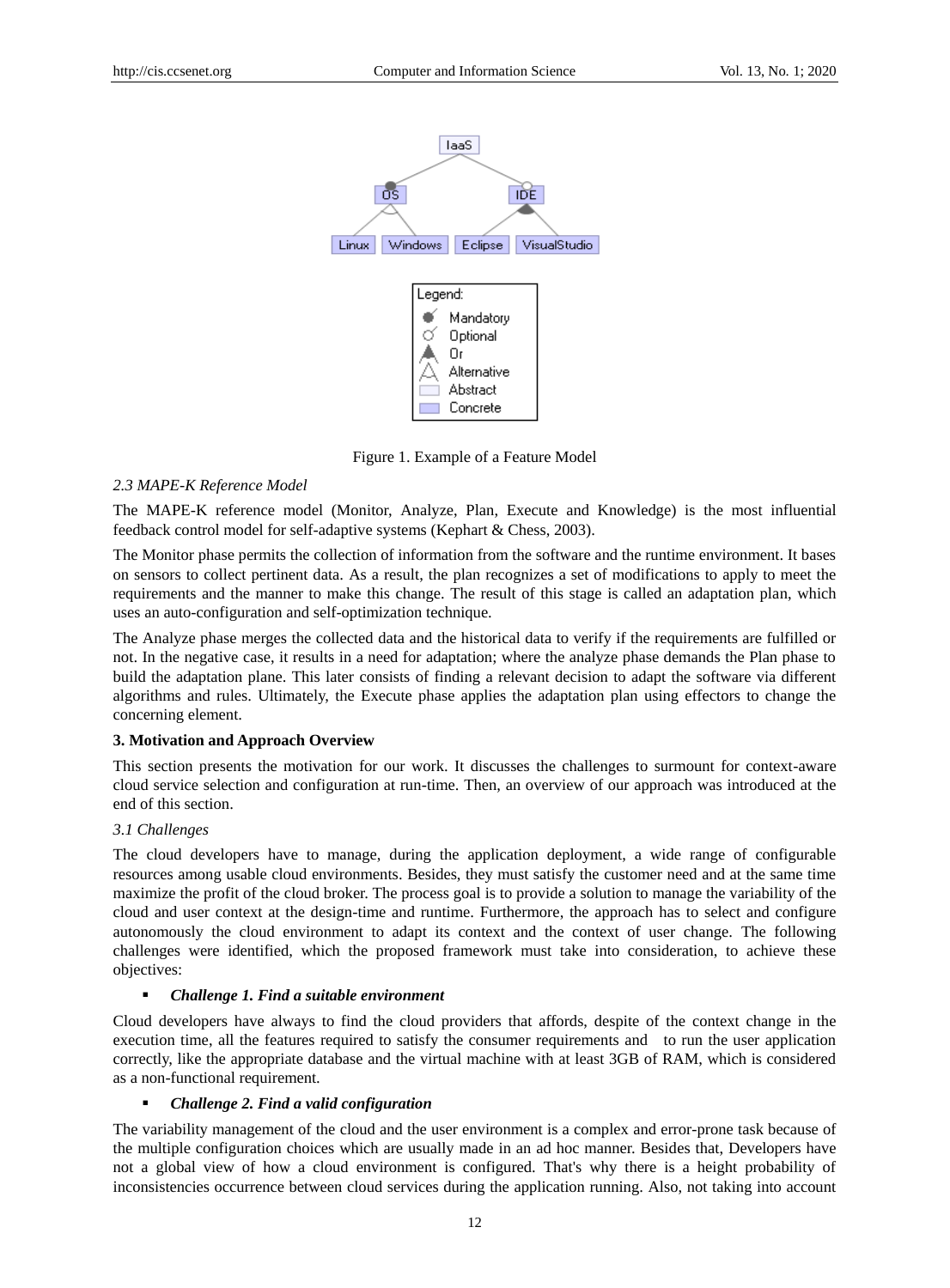Figure 1. Example of a Feature Model

### 2.3 MAPE-K Reference Model

The MAPE-K reference model (Monitor, Analyze, Plan, Execute and Knowledge) is the most influential feedback control model for self-adaptive systems (Kephart & Chess, 2003).

The Monitor phase permits the collection of information from the software and the runtime environment. It bases on sensors to collect pertinent data. As a result, the plan recognizes a set of modifications to apply to meet the requirements and the manner to make this change. The result of this stage is called an adaptation plan, which uses an auto-configuration and self-optimization technique.

The Analyze phase merges the collected data and the historical data to verify if the requirements are fulfilled or not. In the negative case, it results in a need for adaptation; where the analyze phase demands the Plan phase to build the adaptation plane. This later consists of finding a relevant decision to adapt the software via different algorithms and rules. Ultimately, the Execute phase applies the adaptation plan using effectors to change the concerning element.

## 3. Motivation and Approach Overview

This section presents the motivation for our work. It discusses the challenges to surmount for context-aware cloud service selection and configuration at run-time. Then, an overview of our approach was introduced at the end of this section.

### 3.1 Challenges

The cloud developers have to manage, during the application deployment, a wide range of configurable resources among usable cloud environments. Besides, they must satisfy the customer need and at the same time maximize the profit of the cloud broker. The process goal is to provide a solution to manage the variability of the cloud and user context at the design-time and runtime. Furthermore, the approach has to select and configure autonomously the cloud environment to adapt its context and the context of user change. The following challenges were identified, which the proposed framework must take into consideration, to achieve these objectives:

- ***Challenge 1. Find a suitable environment***

Cloud developers have always to find the cloud providers that affords, despite of the context change in the execution time, all the features required to satisfy the consumer requirements and to run the user application correctly, like the appropriate database and the virtual machine with at least 3GB of RAM, which is considered as a non-functional requirement.

- ***Challenge 2. Find a valid configuration***

The variability management of the cloud and the user environment is a complex and error-prone task because of the multiple configuration choices which are usually made in an ad hoc manner. Besides that, Developers have not a global view of how a cloud environment is configured. That's why there is a height probability of inconsistencies occurrence between cloud services during the application running. Also, not taking into account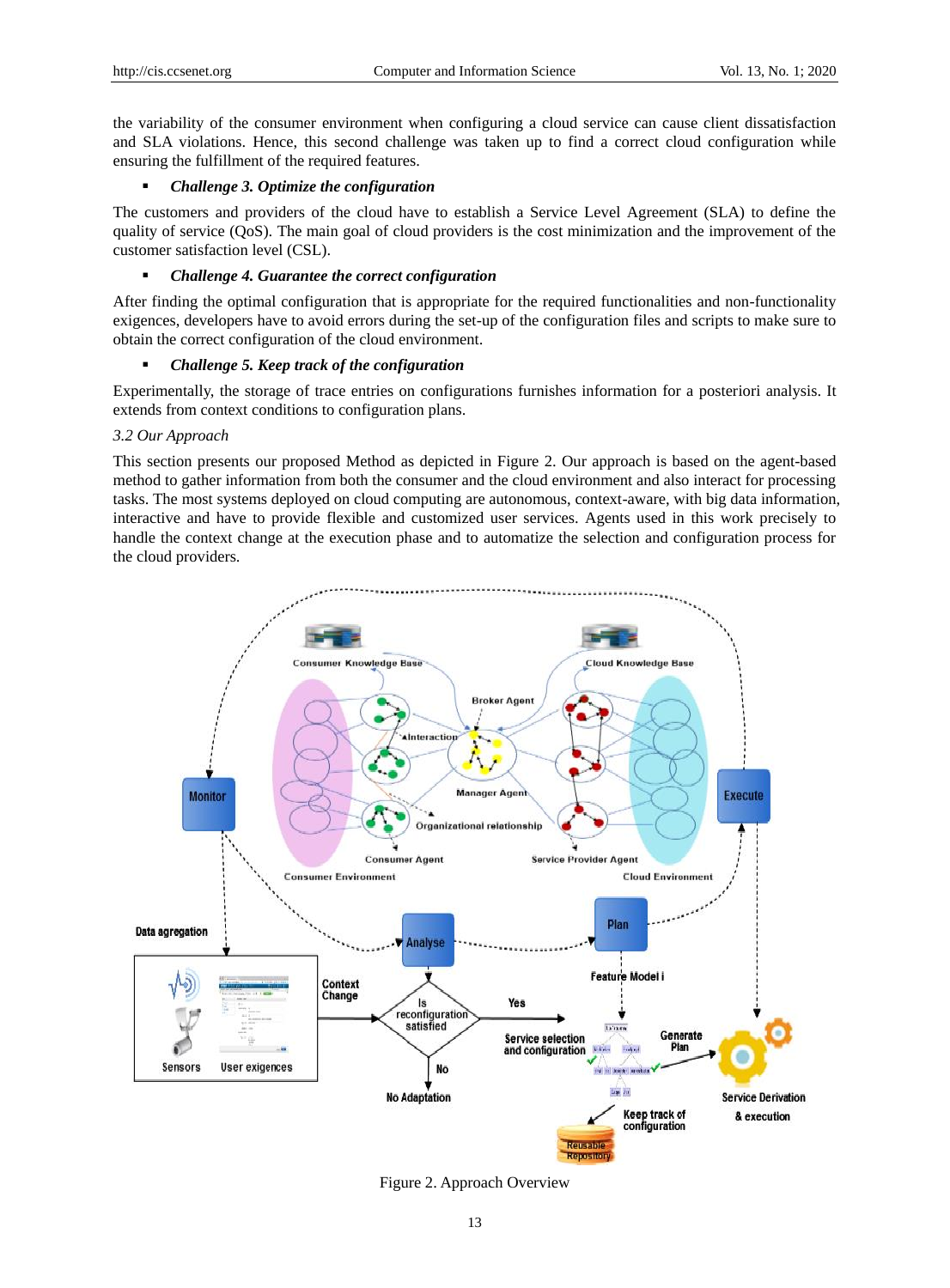the variability of the consumer environment when configuring a cloud service can cause client dissatisfaction and SLA violations. Hence, this second challenge was taken up to find a correct cloud configuration while ensuring the fulfillment of the required features.

- ***Challenge 3. Optimize the configuration***

The customers and providers of the cloud have to establish a Service Level Agreement (SLA) to define the quality of service (QoS). The main goal of cloud providers is the cost minimization and the improvement of the customer satisfaction level (CSL).

- ***Challenge 4. Guarantee the correct configuration***

After finding the optimal configuration that is appropriate for the required functionalities and non-functionality exigences, developers have to avoid errors during the set-up of the configuration files and scripts to make sure to obtain the correct configuration of the cloud environment.

- ***Challenge 5. Keep track of the configuration***

Experimentally, the storage of trace entries on configurations furnishes information for a posteriori analysis. It extends from context conditions to configuration plans.

*3.2 Our Approach*

This section presents our proposed Method as depicted in Figure 2. Our approach is based on the agent-based method to gather information from both the consumer and the cloud environment and also interact for processing tasks. The most systems deployed on cloud computing are autonomous, context-aware, with big data information, interactive and have to provide flexible and customized user services. Agents used in this work precisely to handle the context change at the execution phase and to automatize the selection and configuration process for the cloud providers.

Figure 2. Approach Overview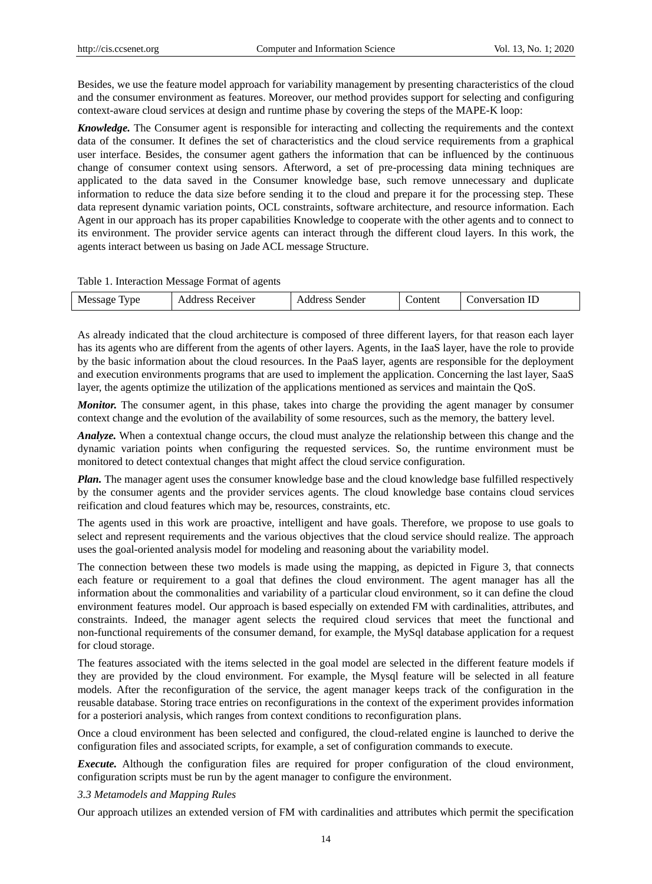Besides, we use the feature model approach for variability management by presenting characteristics of the cloud and the consumer environment as features. Moreover, our method provides support for selecting and configuring context-aware cloud services at design and runtime phase by covering the steps of the MAPE-K loop:

***Knowledge.*** The Consumer agent is responsible for interacting and collecting the requirements and the context data of the consumer. It defines the set of characteristics and the cloud service requirements from a graphical user interface. Besides, the consumer agent gathers the information that can be influenced by the continuous change of consumer context using sensors. Afterword, a set of pre-processing data mining techniques are applicated to the data saved in the Consumer knowledge base, such remove unnecessary and duplicate information to reduce the data size before sending it to the cloud and prepare it for the processing step. These data represent dynamic variation points, OCL constraints, software architecture, and resource information. Each Agent in our approach has its proper capabilities Knowledge to cooperate with the other agents and to connect to its environment. The provider service agents can interact through the different cloud layers. In this work, the agents interact between us basing on Jade ACL message Structure.

Table 1. Interaction Message Format of agents

| Message Type | Address Receiver | Address Sender | Content | Conversation ID |
|---|---|---|---|---|

As already indicated that the cloud architecture is composed of three different layers, for that reason each layer has its agents who are different from the agents of other layers. Agents, in the IaaS layer, have the role to provide by the basic information about the cloud resources. In the PaaS layer, agents are responsible for the deployment and execution environments programs that are used to implement the application. Concerning the last layer, SaaS layer, the agents optimize the utilization of the applications mentioned as services and maintain the QoS.

***Monitor.*** The consumer agent, in this phase, takes into charge the providing the agent manager by consumer context change and the evolution of the availability of some resources, such as the memory, the battery level.

***Analyze.*** When a contextual change occurs, the cloud must analyze the relationship between this change and the dynamic variation points when configuring the requested services. So, the runtime environment must be monitored to detect contextual changes that might affect the cloud service configuration.

***Plan.*** The manager agent uses the consumer knowledge base and the cloud knowledge base fulfilled respectively by the consumer agents and the provider services agents. The cloud knowledge base contains cloud services reification and cloud features which may be, resources, constraints, etc.

The agents used in this work are proactive, intelligent and have goals. Therefore, we propose to use goals to select and represent requirements and the various objectives that the cloud service should realize. The approach uses the goal-oriented analysis model for modeling and reasoning about the variability model.

The connection between these two models is made using the mapping, as depicted in Figure 3, that connects each feature or requirement to a goal that defines the cloud environment. The agent manager has all the information about the commonalities and variability of a particular cloud environment, so it can define the cloud environment features model. Our approach is based especially on extended FM with cardinalities, attributes, and constraints. Indeed, the manager agent selects the required cloud services that meet the functional and non-functional requirements of the consumer demand, for example, the MySql database application for a request for cloud storage.

The features associated with the items selected in the goal model are selected in the different feature models if they are provided by the cloud environment. For example, the Mysql feature will be selected in all feature models. After the reconfiguration of the service, the agent manager keeps track of the configuration in the reusable database. Storing trace entries on reconfigurations in the context of the experiment provides information for a posteriori analysis, which ranges from context conditions to reconfiguration plans.

Once a cloud environment has been selected and configured, the cloud-related engine is launched to derive the configuration files and associated scripts, for example, a set of configuration commands to execute.

***Execute.*** Although the configuration files are required for proper configuration of the cloud environment, configuration scripts must be run by the agent manager to configure the environment.

### *3.3 Metamodels and Mapping Rules*

Our approach utilizes an extended version of FM with cardinalities and attributes which permit the specification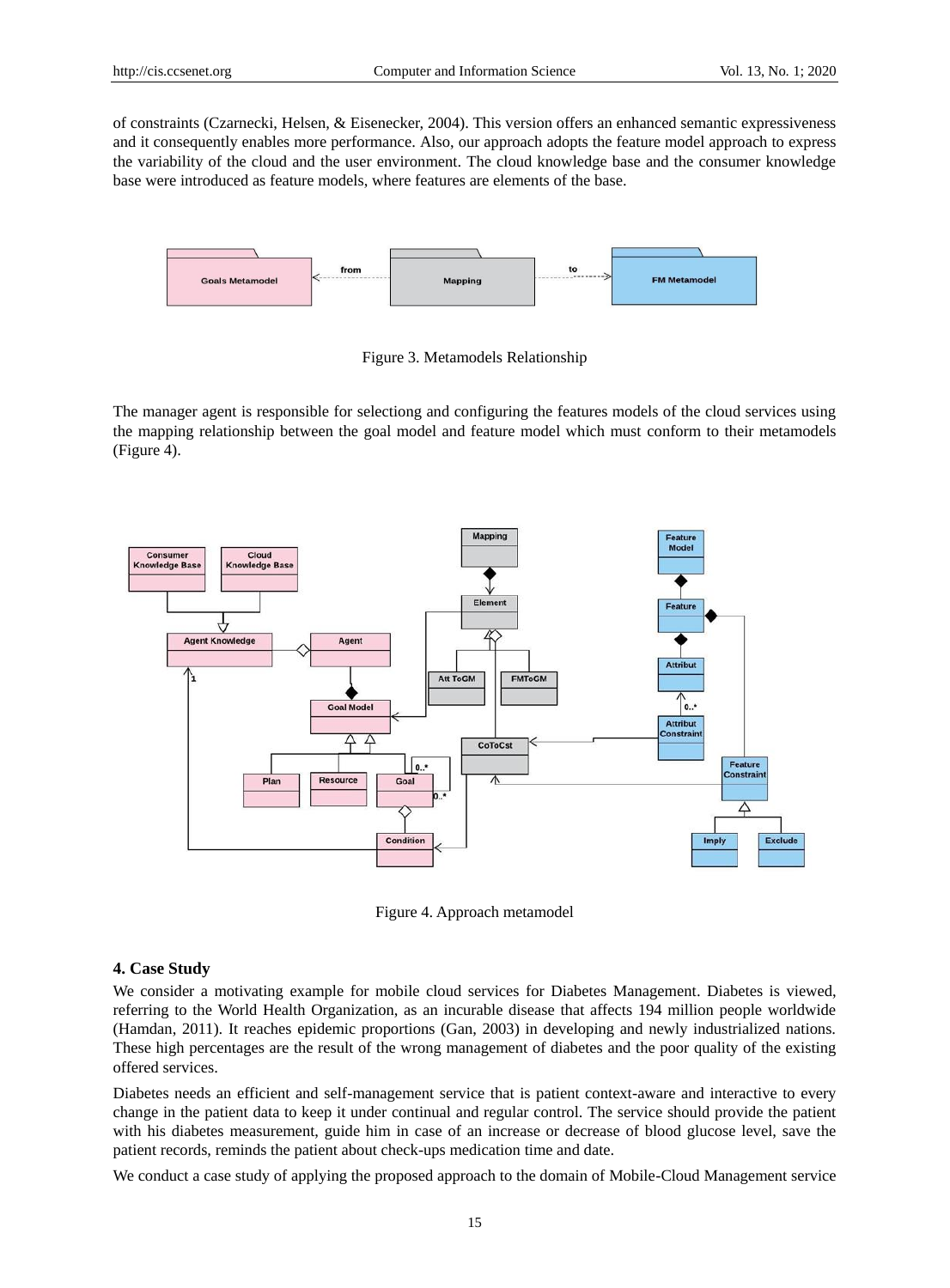of constraints (Czarnecki, Helsen, & Eisenecker, 2004). This version offers an enhanced semantic expressiveness and it consequently enables more performance. Also, our approach adopts the feature model approach to express the variability of the cloud and the user environment. The cloud knowledge base and the consumer knowledge base were introduced as feature models, where features are elements of the base.

Figure 3. Metamodels Relationship

The manager agent is responsible for selectiong and configuring the features models of the cloud services using the mapping relationship between the goal model and feature model which must conform to their metamodels (Figure 4).

Figure 4. Approach metamodel

### 4. Case Study

We consider a motivating example for mobile cloud services for Diabetes Management. Diabetes is viewed, referring to the World Health Organization, as an incurable disease that affects 194 million people worldwide (Hamdan, 2011). It reaches epidemic proportions (Gan, 2003) in developing and newly industrialized nations. These high percentages are the result of the wrong management of diabetes and the poor quality of the existing offered services.

Diabetes needs an efficient and self-management service that is patient context-aware and interactive to every change in the patient data to keep it under continual and regular control. The service should provide the patient with his diabetes measurement, guide him in case of an increase or decrease of blood glucose level, save the patient records, reminds the patient about check-ups medication time and date.

We conduct a case study of applying the proposed approach to the domain of Mobile-Cloud Management service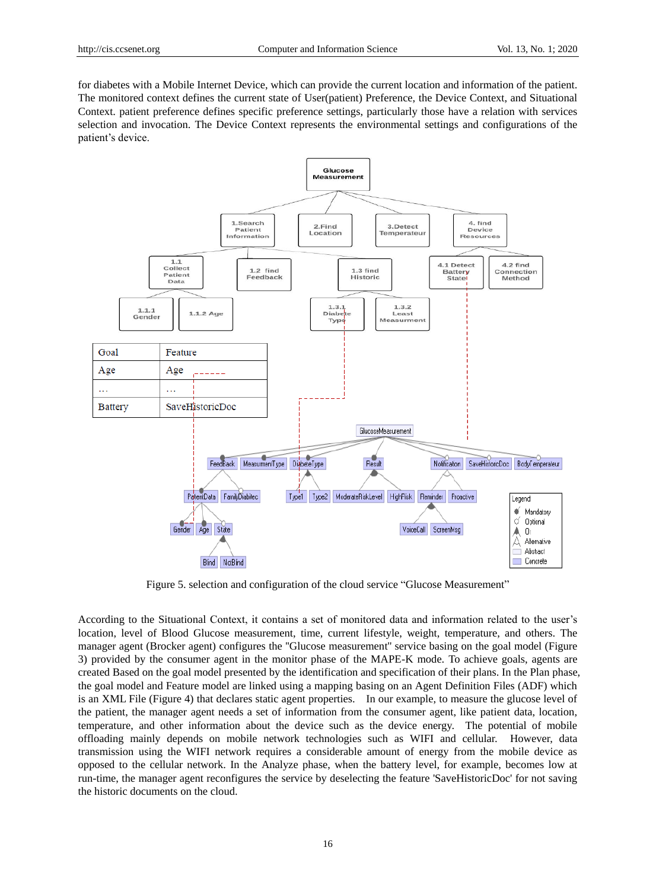for diabetes with a Mobile Internet Device, which can provide the current location and information of the patient. The monitored context defines the current state of User(patient) Preference, the Device Context, and Situational Context. patient preference defines specific preference settings, particularly those have a relation with services selection and invocation. The Device Context represents the environmental settings and configurations of the patient's device.

| Goal | Feature |
|---|---|
| Age | Age |
| … | … |
| Battery | SaveHistoricDoc |

Figure 5. selection and configuration of the cloud service "Glucose Measurement"

According to the Situational Context, it contains a set of monitored data and information related to the user's location, level of Blood Glucose measurement, time, current lifestyle, weight, temperature, and others. The manager agent (Brocker agent) configures the "Glucose measurement" service basing on the goal model (Figure 3) provided by the consumer agent in the monitor phase of the MAPE-K mode. To achieve goals, agents are created Based on the goal model presented by the identification and specification of their plans. In the Plan phase, the goal model and Feature model are linked using a mapping basing on an Agent Definition Files (ADF) which is an XML File (Figure 4) that declares static agent properties. In our example, to measure the glucose level of the patient, the manager agent needs a set of information from the consumer agent, like patient data, location, temperature, and other information about the device such as the device energy. The potential of mobile offloading mainly depends on mobile network technologies such as WIFI and cellular. However, data transmission using the WIFI network requires a considerable amount of energy from the mobile device as opposed to the cellular network. In the Analyze phase, when the battery level, for example, becomes low at run-time, the manager agent reconfigures the service by deselecting the feature 'SaveHistoricDoc' for not saving the historic documents on the cloud.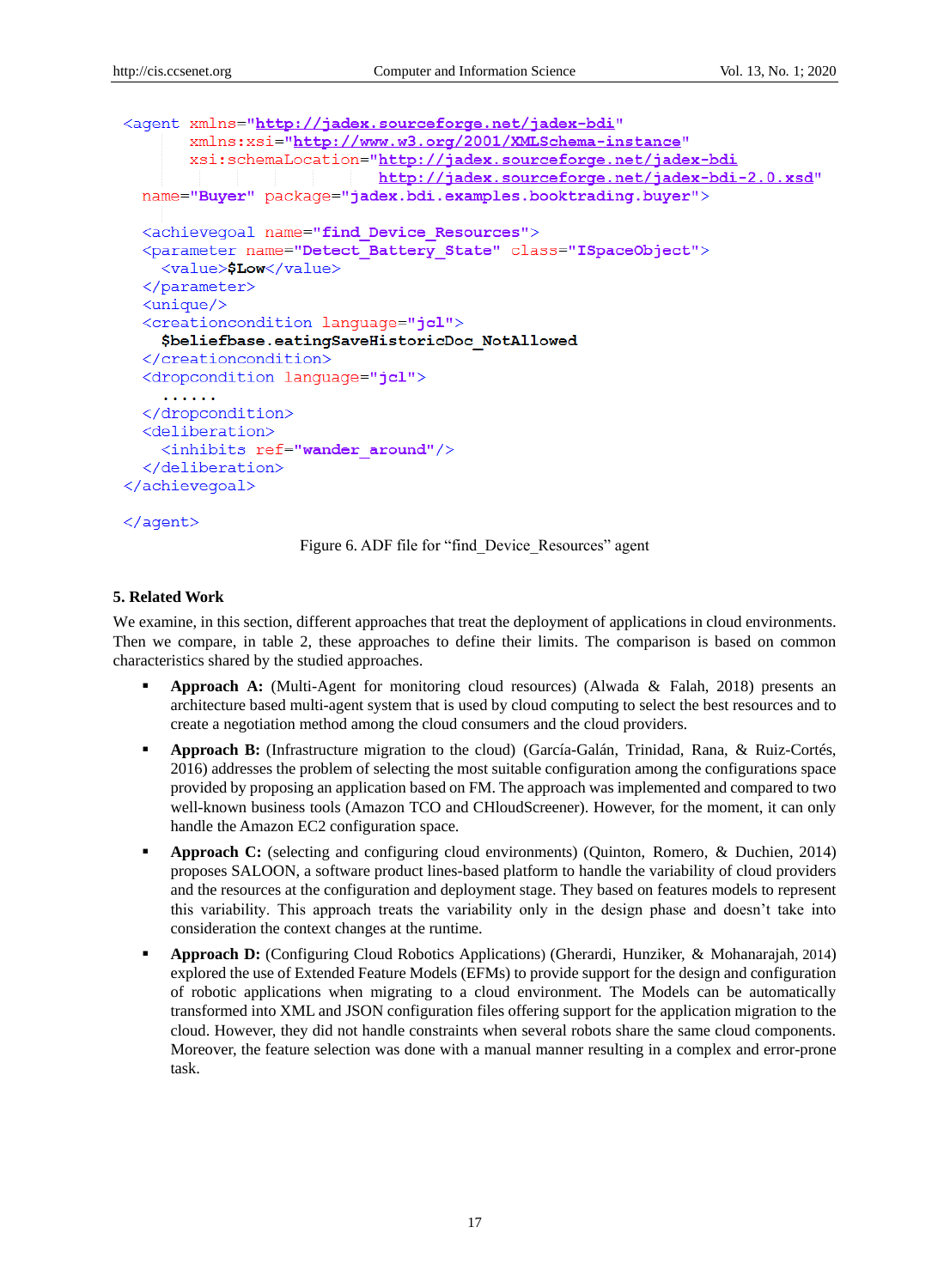```xml
<agent xmlns="http://jadex.sourceforge.net/jadex-bdi"
       xmlns:xsi="http://www.w3.org/2001/XMLSchema-instance"
       xsi:schemaLocation="http://jadex.sourceforge.net/jadex-bdi
                           http://jadex.sourceforge.net/jadex-bdi-2.0.xsd"
  name="Buyer" package="jadex.bdi.examples.booktrading.buyer">

  <achievegoal name="find_Device_Resources">
  <parameter name="Detect_Battery_State" class="ISpaceObject">
    <value>$Low</value>
  </parameter>
  <unique/>
  <creationcondition language="jcl">
    $beliefbase.eatingSaveHistoricDoc_NotAllowed
  </creationcondition>
  <dropcondition language="jcl">
    ......
  </dropcondition>
  <deliberation>
    <inhibits ref="wander_around"/>
  </deliberation>
</achievegoal>

</agent>
```

Figure 6. ADF file for "find_Device_Resources" agent

## 5. Related Work

We examine, in this section, different approaches that treat the deployment of applications in cloud environments. Then we compare, in table 2, these approaches to define their limits. The comparison is based on common characteristics shared by the studied approaches.

- **Approach A:** (Multi-Agent for monitoring cloud resources) (Alwada & Falah, 2018) presents an architecture based multi-agent system that is used by cloud computing to select the best resources and to create a negotiation method among the cloud consumers and the cloud providers.
- **Approach B:** (Infrastructure migration to the cloud) (García-Galán, Trinidad, Rana, & Ruiz-Cortés, 2016) addresses the problem of selecting the most suitable configuration among the configurations space provided by proposing an application based on FM. The approach was implemented and compared to two well-known business tools (Amazon TCO and CHloudScreener). However, for the moment, it can only handle the Amazon EC2 configuration space.
- **Approach C:** (selecting and configuring cloud environments) (Quinton, Romero, & Duchien, 2014) proposes SALOON, a software product lines-based platform to handle the variability of cloud providers and the resources at the configuration and deployment stage. They based on features models to represent this variability. This approach treats the variability only in the design phase and doesn't take into consideration the context changes at the runtime.
- **Approach D:** (Configuring Cloud Robotics Applications) (Gherardi, Hunziker, & Mohanarajah, 2014) explored the use of Extended Feature Models (EFMs) to provide support for the design and configuration of robotic applications when migrating to a cloud environment. The Models can be automatically transformed into XML and JSON configuration files offering support for the application migration to the cloud. However, they did not handle constraints when several robots share the same cloud components. Moreover, the feature selection was done with a manual manner resulting in a complex and error-prone task.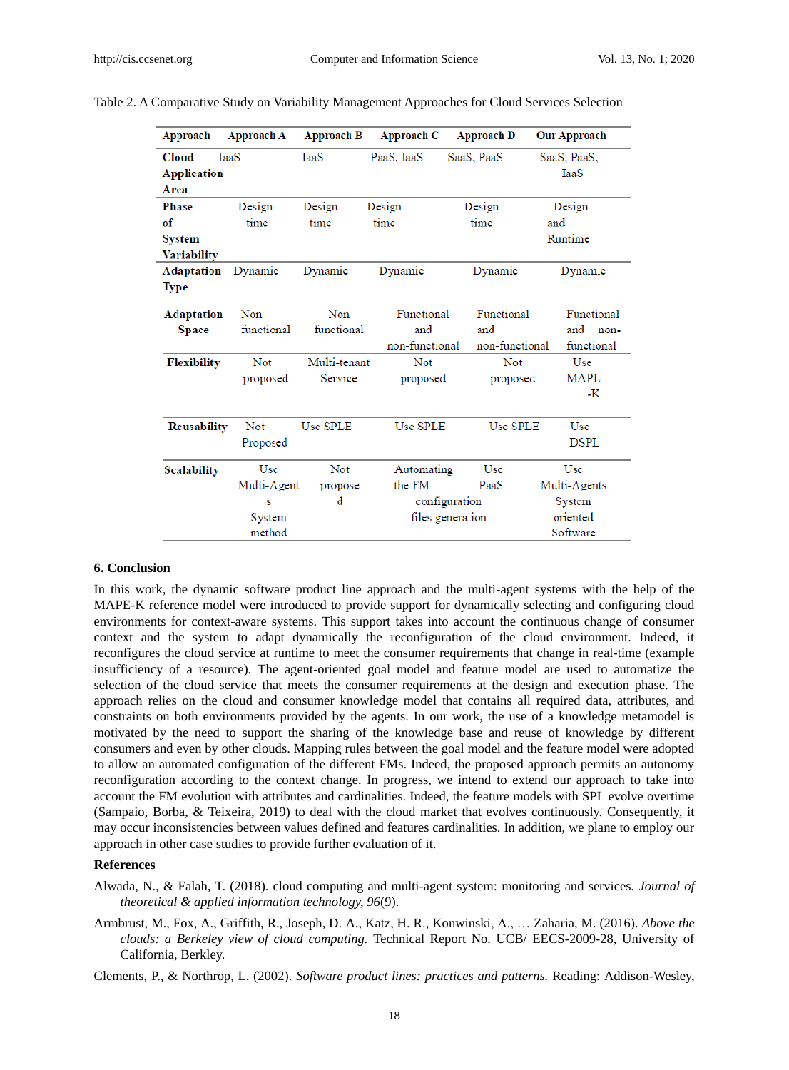Table 2. A Comparative Study on Variability Management Approaches for Cloud Services Selection

| Approach | Approach A | Approach B | Approach C | Approach D | Our Approach |
|---|---|---|---|---|---|
| **Cloud Application Area** | IaaS | IaaS | PaaS, IaaS | SaaS, PaaS | SaaS, PaaS, IaaS |
| **Phase of System Variability** | Design time | Design time | Design time | Design time | Design and Runtime |
| **Adaptation Type** | Dynamic | Dynamic | Dynamic | Dynamic | Dynamic |
| **Adaptation Space** | Non functional | Non functional | Functional and non-functional | Functional and non-functional | Functional and non-functional |
| **Flexibility** | Not proposed | Multi-tenant Service | Not proposed | Not proposed | Use MAPL -K |
| **Reusability** | Not Proposed | Use SPLE | Use SPLE | Use SPLE | Use DSPL |
| **Scalability** | Use Multi-Agents System method | Not proposed | Automating the FM configuration files generation | Use PaaS | Use Multi-Agents System oriented Software |

## 6. Conclusion

In this work, the dynamic software product line approach and the multi-agent systems with the help of the MAPE-K reference model were introduced to provide support for dynamically selecting and configuring cloud environments for context-aware systems. This support takes into account the continuous change of consumer context and the system to adapt dynamically the reconfiguration of the cloud environment. Indeed, it reconfigures the cloud service at runtime to meet the consumer requirements that change in real-time (example insufficiency of a resource). The agent-oriented goal model and feature model are used to automatize the selection of the cloud service that meets the consumer requirements at the design and execution phase. The approach relies on the cloud and consumer knowledge model that contains all required data, attributes, and constraints on both environments provided by the agents. In our work, the use of a knowledge metamodel is motivated by the need to support the sharing of the knowledge base and reuse of knowledge by different consumers and even by other clouds. Mapping rules between the goal model and the feature model were adopted to allow an automated configuration of the different FMs. Indeed, the proposed approach permits an autonomy reconfiguration according to the context change. In progress, we intend to extend our approach to take into account the FM evolution with attributes and cardinalities. Indeed, the feature models with SPL evolve overtime (Sampaio, Borba, & Teixeira, 2019) to deal with the cloud market that evolves continuously. Consequently, it may occur inconsistencies between values defined and features cardinalities. In addition, we plane to employ our approach in other case studies to provide further evaluation of it.

## References

Alwada, N., & Falah, T. (2018). cloud computing and multi-agent system: monitoring and services. *Journal of theoretical & applied information technology, 96*(9).

Armbrust, M., Fox, A., Griffith, R., Joseph, D. A., Katz, H. R., Konwinski, A., … Zaharia, M. (2016). *Above the clouds: a Berkeley view of cloud computing.* Technical Report No. UCB/ EECS-2009-28, University of California, Berkley.

Clements, P., & Northrop, L. (2002). *Software product lines: practices and patterns.* Reading: Addison-Wesley,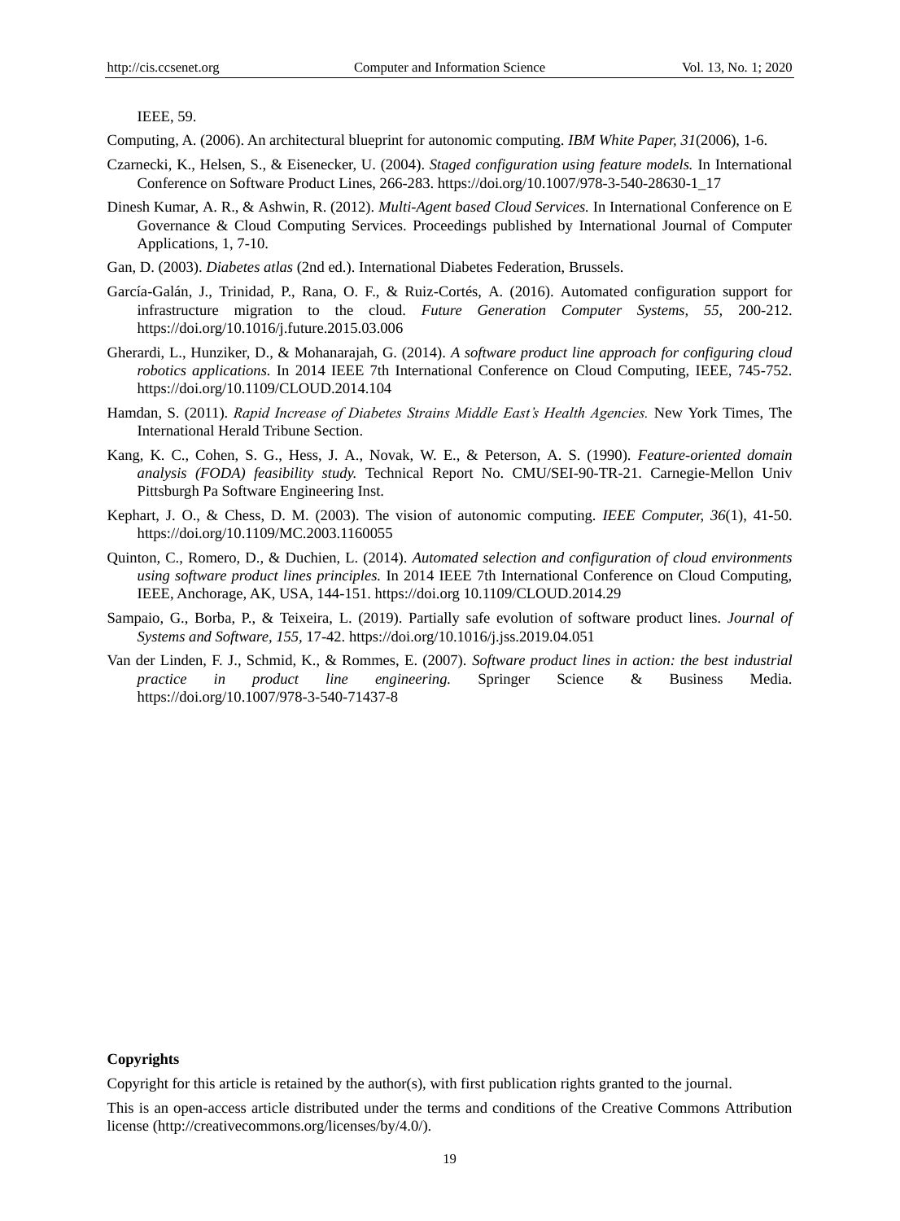IEEE, 59.

Computing, A. (2006). An architectural blueprint for autonomic computing. *IBM White Paper, 31*(2006), 1-6.

Czarnecki, K., Helsen, S., & Eisenecker, U. (2004). *Staged configuration using feature models.* In International Conference on Software Product Lines, 266-283. https://doi.org/10.1007/978-3-540-28630-1_17

Dinesh Kumar, A. R., & Ashwin, R. (2012). *Multi-Agent based Cloud Services.* In International Conference on E Governance & Cloud Computing Services. Proceedings published by International Journal of Computer Applications, 1, 7-10.

Gan, D. (2003). *Diabetes atlas* (2nd ed.). International Diabetes Federation, Brussels.

García-Galán, J., Trinidad, P., Rana, O. F., & Ruiz-Cortés, A. (2016). Automated configuration support for infrastructure migration to the cloud. *Future Generation Computer Systems, 55,* 200-212. https://doi.org/10.1016/j.future.2015.03.006

Gherardi, L., Hunziker, D., & Mohanarajah, G. (2014). *A software product line approach for configuring cloud robotics applications.* In 2014 IEEE 7th International Conference on Cloud Computing, IEEE, 745-752. https://doi.org/10.1109/CLOUD.2014.104

Hamdan, S. (2011). *Rapid Increase of Diabetes Strains Middle East's Health Agencies.* New York Times, The International Herald Tribune Section.

Kang, K. C., Cohen, S. G., Hess, J. A., Novak, W. E., & Peterson, A. S. (1990). *Feature-oriented domain analysis (FODA) feasibility study.* Technical Report No. CMU/SEI-90-TR-21. Carnegie-Mellon Univ Pittsburgh Pa Software Engineering Inst.

Kephart, J. O., & Chess, D. M. (2003). The vision of autonomic computing. *IEEE Computer, 36*(1), 41-50. https://doi.org/10.1109/MC.2003.1160055

Quinton, C., Romero, D., & Duchien, L. (2014). *Automated selection and configuration of cloud environments using software product lines principles.* In 2014 IEEE 7th International Conference on Cloud Computing, IEEE, Anchorage, AK, USA, 144-151. https://doi.org 10.1109/CLOUD.2014.29

Sampaio, G., Borba, P., & Teixeira, L. (2019). Partially safe evolution of software product lines. *Journal of Systems and Software, 155*, 17-42. https://doi.org/10.1016/j.jss.2019.04.051

Van der Linden, F. J., Schmid, K., & Rommes, E. (2007). *Software product lines in action: the best industrial practice in product line engineering.* Springer Science & Business Media. https://doi.org/10.1007/978-3-540-71437-8

**Copyrights**

Copyright for this article is retained by the author(s), with first publication rights granted to the journal.

This is an open-access article distributed under the terms and conditions of the Creative Commons Attribution license (http://creativecommons.org/licenses/by/4.0/).